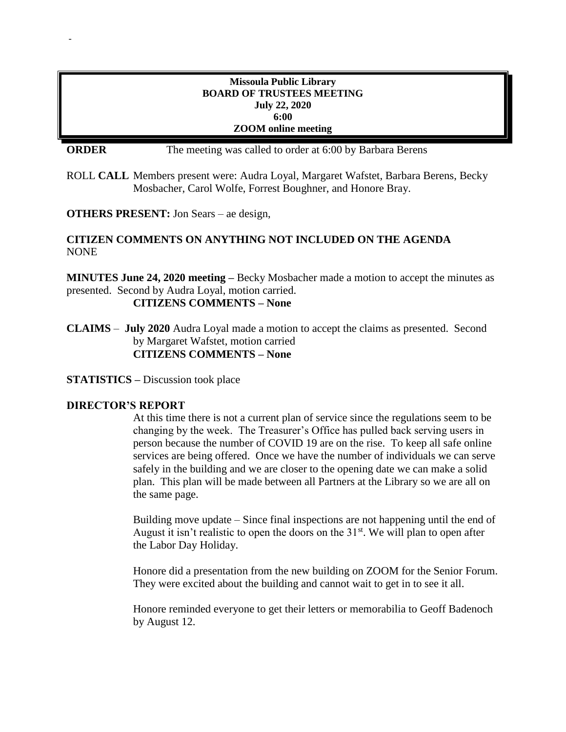-

**Missoula Public Library**
**BOARD OF TRUSTEES MEETING**
**July 22, 2020**
**6:00**
**ZOOM online meeting**

**ORDER** The meeting was called to order at 6:00 by Barbara Berens

ROLL **CALL** Members present were: Audra Loyal, Margaret Wafstet, Barbara Berens, Becky Mosbacher, Carol Wolfe, Forrest Boughner, and Honore Bray.

**OTHERS PRESENT:** Jon Sears – ae design,

**CITIZEN COMMENTS ON ANYTHING NOT INCLUDED ON THE AGENDA**
NONE

**MINUTES June 24, 2020 meeting –** Becky Mosbacher made a motion to accept the minutes as presented. Second by Audra Loyal, motion carried.

**CITIZENS COMMENTS – None**

**CLAIMS** – **July 2020** Audra Loyal made a motion to accept the claims as presented. Second by Margaret Wafstet, motion carried

**CITIZENS COMMENTS – None**

**STATISTICS –** Discussion took place

**DIRECTOR'S REPORT**

At this time there is not a current plan of service since the regulations seem to be changing by the week. The Treasurer's Office has pulled back serving users in person because the number of COVID 19 are on the rise. To keep all safe online services are being offered. Once we have the number of individuals we can serve safely in the building and we are closer to the opening date we can make a solid plan. This plan will be made between all Partners at the Library so we are all on the same page.

Building move update – Since final inspections are not happening until the end of August it isn't realistic to open the doors on the 31st. We will plan to open after the Labor Day Holiday.

Honore did a presentation from the new building on ZOOM for the Senior Forum. They were excited about the building and cannot wait to get in to see it all.

Honore reminded everyone to get their letters or memorabilia to Geoff Badenoch by August 12.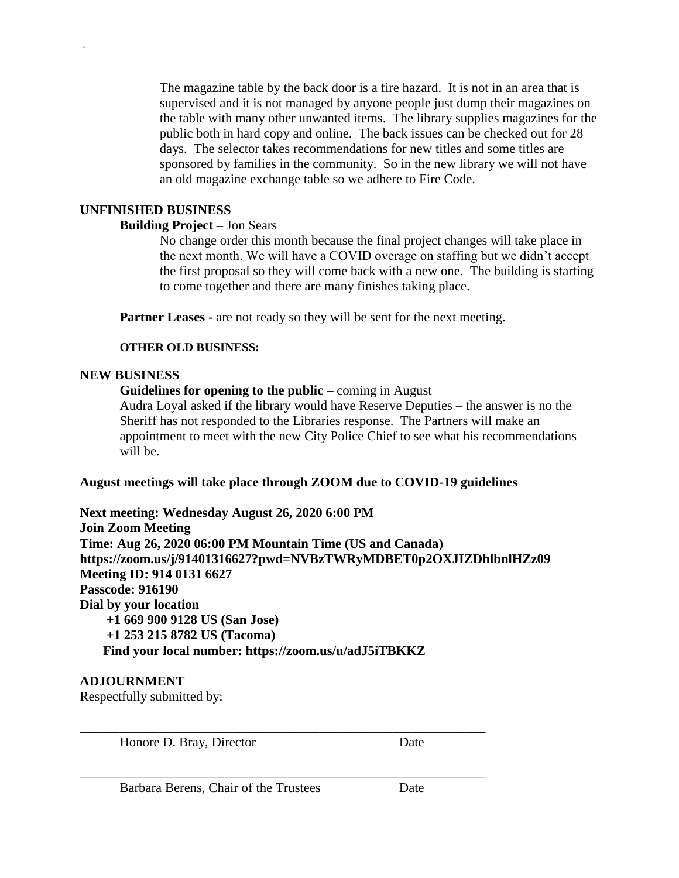-

The magazine table by the back door is a fire hazard. It is not in an area that is supervised and it is not managed by anyone people just dump their magazines on the table with many other unwanted items. The library supplies magazines for the public both in hard copy and online. The back issues can be checked out for 28 days. The selector takes recommendations for new titles and some titles are sponsored by families in the community. So in the new library we will not have an old magazine exchange table so we adhere to Fire Code.

**UNFINISHED BUSINESS**

**Building Project** – Jon Sears

No change order this month because the final project changes will take place in the next month. We will have a COVID overage on staffing but we didn't accept the first proposal so they will come back with a new one. The building is starting to come together and there are many finishes taking place.

**Partner Leases -** are not ready so they will be sent for the next meeting.

**OTHER OLD BUSINESS:**

**NEW BUSINESS**

**Guidelines for opening to the public –** coming in August

Audra Loyal asked if the library would have Reserve Deputies – the answer is no the Sheriff has not responded to the Libraries response. The Partners will make an appointment to meet with the new City Police Chief to see what his recommendations will be.

**August meetings will take place through ZOOM due to COVID-19 guidelines**

**Next meeting: Wednesday August 26, 2020 6:00 PM**
**Join Zoom Meeting**
**Time: Aug 26, 2020 06:00 PM Mountain Time (US and Canada)**
**https://zoom.us/j/91401316627?pwd=NVBzTWRyMDBET0p2OXJIZDhlbnlHZz09**
**Meeting ID: 914 0131 6627**
**Passcode: 916190**
**Dial by your location**
**+1 669 900 9128 US (San Jose)**
**+1 253 215 8782 US (Tacoma)**
**Find your local number: https://zoom.us/u/adJ5iTBKKZ**

**ADJOURNMENT**

Respectfully submitted by:

______________________________________________________________

Honore D. Bray, Director                                        Date

______________________________________________________________

Barbara Berens, Chair of the Trustees                      Date